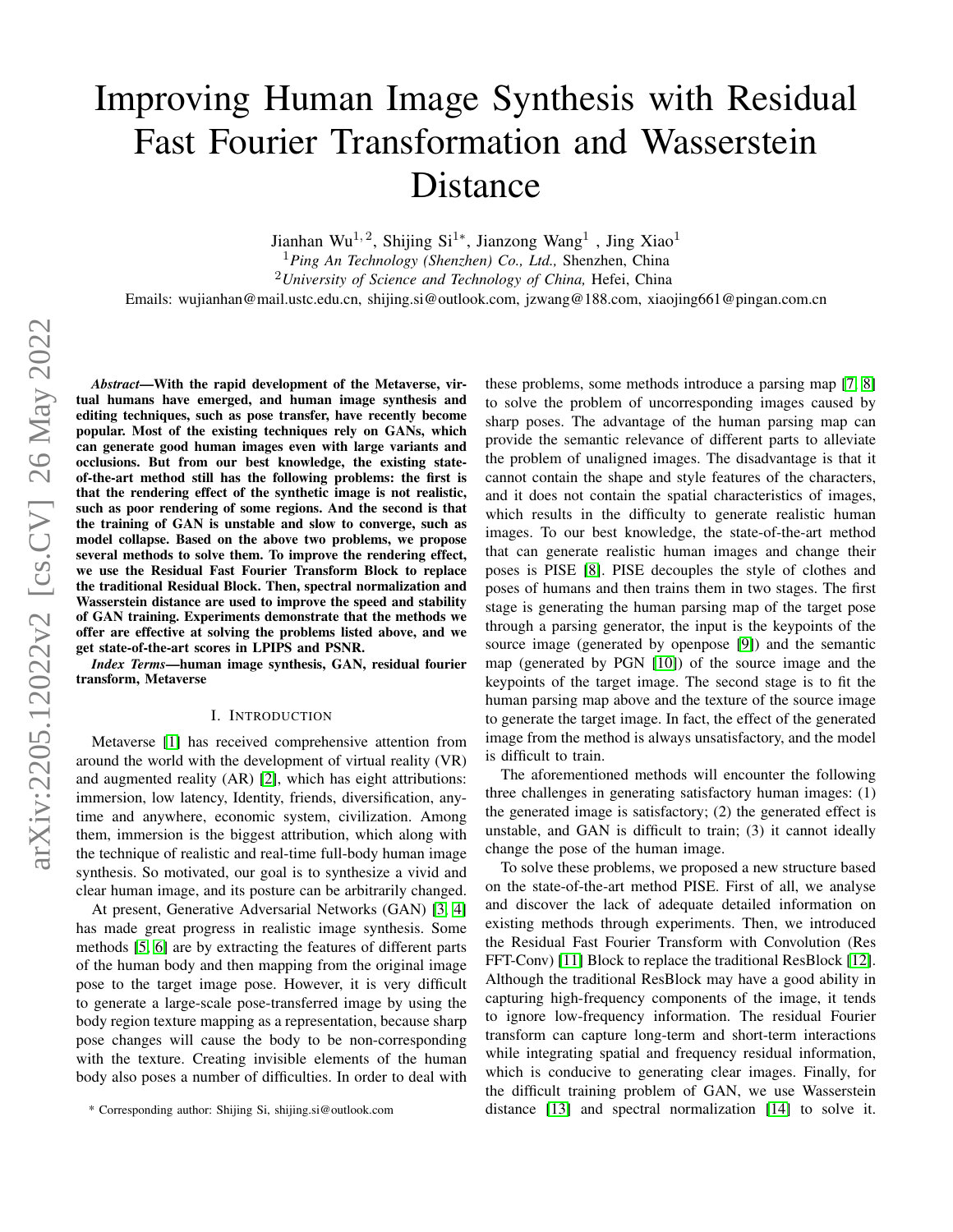# Improving Human Image Synthesis with Residual Fast Fourier Transformation and Wasserstein Distance

Jianhan Wu[1,2], Shijing Si[1*], Jianzong Wang[1], Jing Xiao[1]

[1] *Ping An Technology (Shenzhen) Co., Ltd.,* Shenzhen, China

[2] *University of Science and Technology of China,* Hefei, China

Emails: wujianhan@mail.ustc.edu.cn, shijing.si@outlook.com, jzwang@188.com, xiaojing661@pingan.com.cn

***Abstract*—With the rapid development of the Metaverse, virtual humans have emerged, and human image synthesis and editing techniques, such as pose transfer, have recently become popular. Most of the existing techniques rely on GANs, which can generate good human images even with large variants and occlusions. But from our best knowledge, the existing state-of-the-art method still has the following problems: the first is that the rendering effect of the synthetic image is not realistic, such as poor rendering of some regions. And the second is that the training of GAN is unstable and slow to converge, such as model collapse. Based on the above two problems, we propose several methods to solve them. To improve the rendering effect, we use the Residual Fast Fourier Transform Block to replace the traditional Residual Block. Then, spectral normalization and Wasserstein distance are used to improve the speed and stability of GAN training. Experiments demonstrate that the methods we offer are effective at solving the problems listed above, and we get state-of-the-art scores in LPIPS and PSNR.**

***Index Terms*—human image synthesis, GAN, residual fourier transform, Metaverse**

## I. Introduction

Metaverse [1] has received comprehensive attention from around the world with the development of virtual reality (VR) and augmented reality (AR) [2], which has eight attributions: immersion, low latency, Identity, friends, diversification, anytime and anywhere, economic system, civilization. Among them, immersion is the biggest attribution, which along with the technique of realistic and real-time full-body human image synthesis. So motivated, our goal is to synthesize a vivid and clear human image, and its posture can be arbitrarily changed.

At present, Generative Adversarial Networks (GAN) [3, 4] has made great progress in realistic image synthesis. Some methods [5, 6] are by extracting the features of different parts of the human body and then mapping from the original image pose to the target image pose. However, it is very difficult to generate a large-scale pose-transferred image by using the body region texture mapping as a representation, because sharp pose changes will cause the body to be non-corresponding with the texture. Creating invisible elements of the human body also poses a number of difficulties. In order to deal with these problems, some methods introduce a parsing map [7, 8] to solve the problem of uncorresponding images caused by sharp poses. The advantage of the human parsing map can provide the semantic relevance of different parts to alleviate the problem of unaligned images. The disadvantage is that it cannot contain the shape and style features of the characters, and it does not contain the spatial characteristics of images, which results in the difficulty to generate realistic human images. To our best knowledge, the state-of-the-art method that can generate realistic human images and change their poses is PISE [8]. PISE decouples the style of clothes and poses of humans and then trains them in two stages. The first stage is generating the human parsing map of the target pose through a parsing generator, the input is the keypoints of the source image (generated by openpose [9]) and the semantic map (generated by PGN [10]) of the source image and the keypoints of the target image. The second stage is to fit the human parsing map above and the texture of the source image to generate the target image. In fact, the effect of the generated image from the method is always unsatisfactory, and the model is difficult to train.

The aforementioned methods will encounter the following three challenges in generating satisfactory human images: (1) the generated image is satisfactory; (2) the generated effect is unstable, and GAN is difficult to train; (3) it cannot ideally change the pose of the human image.

To solve these problems, we proposed a new structure based on the state-of-the-art method PISE. First of all, we analyse and discover the lack of adequate detailed information on existing methods through experiments. Then, we introduced the Residual Fast Fourier Transform with Convolution (Res FFT-Conv) [11] Block to replace the traditional ResBlock [12]. Although the traditional ResBlock may have a good ability in capturing high-frequency components of the image, it tends to ignore low-frequency information. The residual Fourier transform can capture long-term and short-term interactions while integrating spatial and frequency residual information, which is conducive to generating clear images. Finally, for the difficult training problem of GAN, we use Wasserstein distance [13] and spectral normalization [14] to solve it.

* Corresponding author: Shijing Si, shijing.si@outlook.com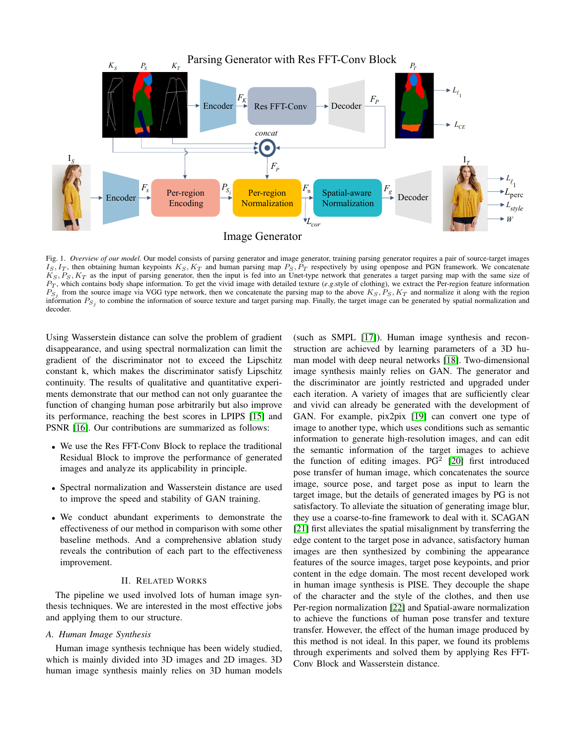Fig. 1. *Overview of our model.* Our model consists of parsing generator and image generator, training parsing generator requires a pair of source-target images $I_S, I_T$, then obtaining human keypoints $K_S, K_T$ and human parsing map $P_S, P_T$ respectively by using openpose and PGN framework. We concatenate $K_S, P_S, K_T$ as the input of parsing generator, then the input is fed into an Unet-type network that generates a target parsing map with the same size of $P_T$, which contains body shape information. To get the vivid image with detailed texture (*e.g.*style of clothing), we extract the Per-region feature information $P_{S_j}$ from the source image via VGG type network, then we concatenate the parsing map to the above $K_S, P_S, K_T$ and normalize it along with the region information $P_{S_j}$ to combine the information of source texture and target parsing map. Finally, the target image can be generated by spatial normalization and decoder.

Using Wasserstein distance can solve the problem of gradient disappearance, and using spectral normalization can limit the gradient of the discriminator not to exceed the Lipschitz constant k, which makes the discriminator satisfy Lipschitz continuity. The results of qualitative and quantitative experiments demonstrate that our method can not only guarantee the function of changing human pose arbitrarily but also improve its performance, reaching the best scores in LPIPS [15] and PSNR [16]. Our contributions are summarized as follows:

- We use the Res FFT-Conv Block to replace the traditional Residual Block to improve the performance of generated images and analyze its applicability in principle.
- Spectral normalization and Wasserstein distance are used to improve the speed and stability of GAN training.
- We conduct abundant experiments to demonstrate the effectiveness of our method in comparison with some other baseline methods. And a comprehensive ablation study reveals the contribution of each part to the effectiveness improvement.

## II. Related Works

The pipeline we used involved lots of human image synthesis techniques. We are interested in the most effective jobs and applying them to our structure.

### A. Human Image Synthesis

Human image synthesis technique has been widely studied, which is mainly divided into 3D images and 2D images. 3D human image synthesis mainly relies on 3D human models (such as SMPL [17]). Human image synthesis and reconstruction are achieved by learning parameters of a 3D human model with deep neural networks [18]. Two-dimensional image synthesis mainly relies on GAN. The generator and the discriminator are jointly restricted and upgraded under each iteration. A variety of images that are sufficiently clear and vivid can already be generated with the development of GAN. For example, pix2pix [19] can convert one type of image to another type, which uses conditions such as semantic information to generate high-resolution images, and can edit the semantic information of the target images to achieve the function of editing images. $PG^2$ [20] first introduced pose transfer of human image, which concatenates the source image, source pose, and target pose as input to learn the target image, but the details of generated images by PG is not satisfactory. To alleviate the situation of generating image blur, they use a coarse-to-fine framework to deal with it. SCAGAN [21] first alleviates the spatial misalignment by transferring the edge content to the target pose in advance, satisfactory human images are then synthesized by combining the appearance features of the source images, target pose keypoints, and prior content in the edge domain. The most recent developed work in human image synthesis is PISE. They decouple the shape of the character and the style of the clothes, and then use Per-region normalization [22] and Spatial-aware normalization to achieve the functions of human pose transfer and texture transfer. However, the effect of the human image produced by this method is not ideal. In this paper, we found its problems through experiments and solved them by applying Res FFT-Conv Block and Wasserstein distance.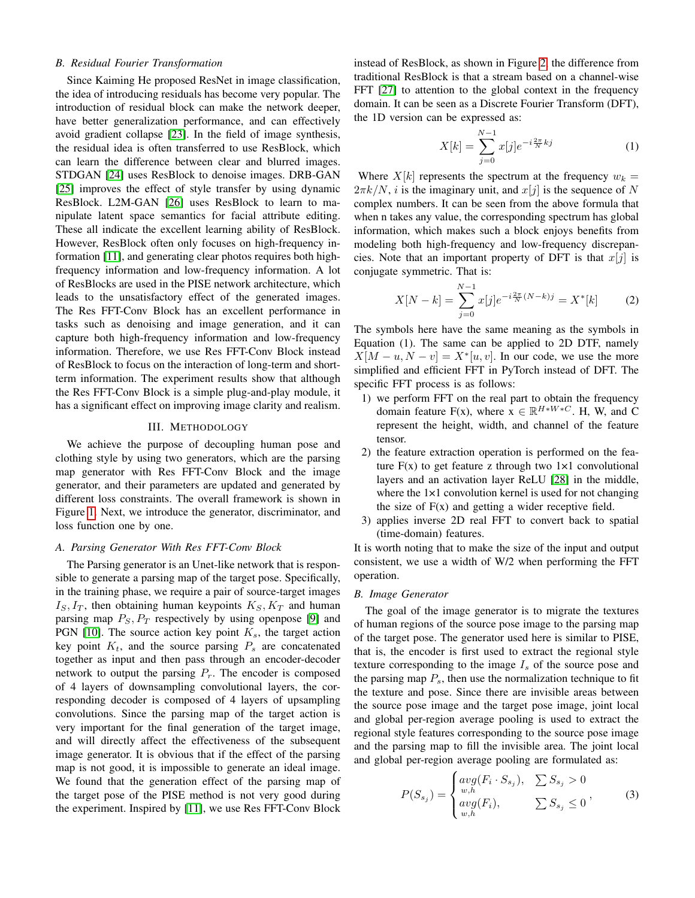### B. Residual Fourier Transformation

Since Kaiming He proposed ResNet in image classification, the idea of introducing residuals has become very popular. The introduction of residual block can make the network deeper, have better generalization performance, and can effectively avoid gradient collapse [23]. In the field of image synthesis, the residual idea is often transferred to use ResBlock, which can learn the difference between clear and blurred images. STDGAN [24] uses ResBlock to denoise images. DRB-GAN [25] improves the effect of style transfer by using dynamic ResBlock. L2M-GAN [26] uses ResBlock to learn to manipulate latent space semantics for facial attribute editing. These all indicate the excellent learning ability of ResBlock. However, ResBlock often only focuses on high-frequency information [11], and generating clear photos requires both high-frequency information and low-frequency information. A lot of ResBlocks are used in the PISE network architecture, which leads to the unsatisfactory effect of the generated images. The Res FFT-Conv Block has an excellent performance in tasks such as denoising and image generation, and it can capture both high-frequency information and low-frequency information. Therefore, we use Res FFT-Conv Block instead of ResBlock to focus on the interaction of long-term and short-term information. The experiment results show that although the Res FFT-Conv Block is a simple plug-and-play module, it has a significant effect on improving image clarity and realism.

## III. Methodology

We achieve the purpose of decoupling human pose and clothing style by using two generators, which are the parsing map generator with Res FFT-Conv Block and the image generator, and their parameters are updated and generated by different loss constraints. The overall framework is shown in Figure 1. Next, we introduce the generator, discriminator, and loss function one by one.

### A. Parsing Generator With Res FFT-Conv Block

The Parsing generator is an Unet-like network that is responsible to generate a parsing map of the target pose. Specifically, in the training phase, we require a pair of source-target images $I_S, I_T$, then obtaining human keypoints $K_S, K_T$ and human parsing map $P_S, P_T$ respectively by using openpose [9] and PGN [10]. The source action key point $K_s$, the target action key point $K_t$, and the source parsing $P_s$ are concatenated together as input and then pass through an encoder-decoder network to output the parsing $P_r$. The encoder is composed of 4 layers of downsampling convolutional layers, the corresponding decoder is composed of 4 layers of upsampling convolutions. Since the parsing map of the target action is very important for the final generation of the target image, and will directly affect the effectiveness of the subsequent image generator. It is obvious that if the effect of the parsing map is not good, it is impossible to generate an ideal image. We found that the generation effect of the parsing map of the target pose of the PISE method is not very good during the experiment. Inspired by [11], we use Res FFT-Conv Block instead of ResBlock, as shown in Figure 2, the difference from traditional ResBlock is that a stream based on a channel-wise FFT [27] to attention to the global context in the frequency domain. It can be seen as a Discrete Fourier Transform (DFT), the 1D version can be expressed as:

$$X[k] = \sum_{j=0}^{N-1} x[j] e^{-i\frac{2\pi}{N}kj} \tag{1}$$

Where $X[k]$ represents the spectrum at the frequency $w_k = 2\pi k/N$, $i$ is the imaginary unit, and $x[j]$ is the sequence of $N$ complex numbers. It can be seen from the above formula that when n takes any value, the corresponding spectrum has global information, which makes such a block enjoys benefits from modeling both high-frequency and low-frequency discrepancies. Note that an important property of DFT is that $x[j]$ is conjugate symmetric. That is:

$$X[N-k] = \sum_{j=0}^{N-1} x[j] e^{-i\frac{2\pi}{N}(N-k)j} = X^*[k] \tag{2}$$

The symbols here have the same meaning as the symbols in Equation (1). The same can be applied to 2D DTF, namely $X[M-u, N-v] = X^*[u, v]$. In our code, we use the more simplified and efficient FFT in PyTorch instead of DFT. The specific FFT process is as follows:

1) we perform FFT on the real part to obtain the frequency domain feature F(x), where x $\in \mathbb{R}^{H*W*C}$. H, W, and C represent the height, width, and channel of the feature tensor.
2) the feature extraction operation is performed on the feature F(x) to get feature z through two 1×1 convolutional layers and an activation layer ReLU [28] in the middle, where the 1×1 convolution kernel is used for not changing the size of F(x) and getting a wider receptive field.
3) applies inverse 2D real FFT to convert back to spatial (time-domain) features.

It is worth noting that to make the size of the input and output consistent, we use a width of W/2 when performing the FFT operation.

### B. Image Generator

The goal of the image generator is to migrate the textures of human regions of the source pose image to the parsing map of the target pose. The generator used here is similar to PISE, that is, the encoder is first used to extract the regional style texture corresponding to the image $I_s$ of the source pose and the parsing map $P_s$, then use the normalization technique to fit the texture and pose. Since there are invisible areas between the source pose image and the target pose image, joint local and global per-region average pooling is used to extract the regional style features corresponding to the source pose image and the parsing map to fill the invisible area. The joint local and global per-region average pooling are formulated as:

$$P(S_{s_j}) = \begin{cases} \underset{w,h}{avg}(F_i \cdot S_{s_j}), & \sum S_{s_j} > 0 \\ \underset{w,h}{avg}(F_i), & \sum S_{s_j} \leq 0 \end{cases}, \tag{3}$$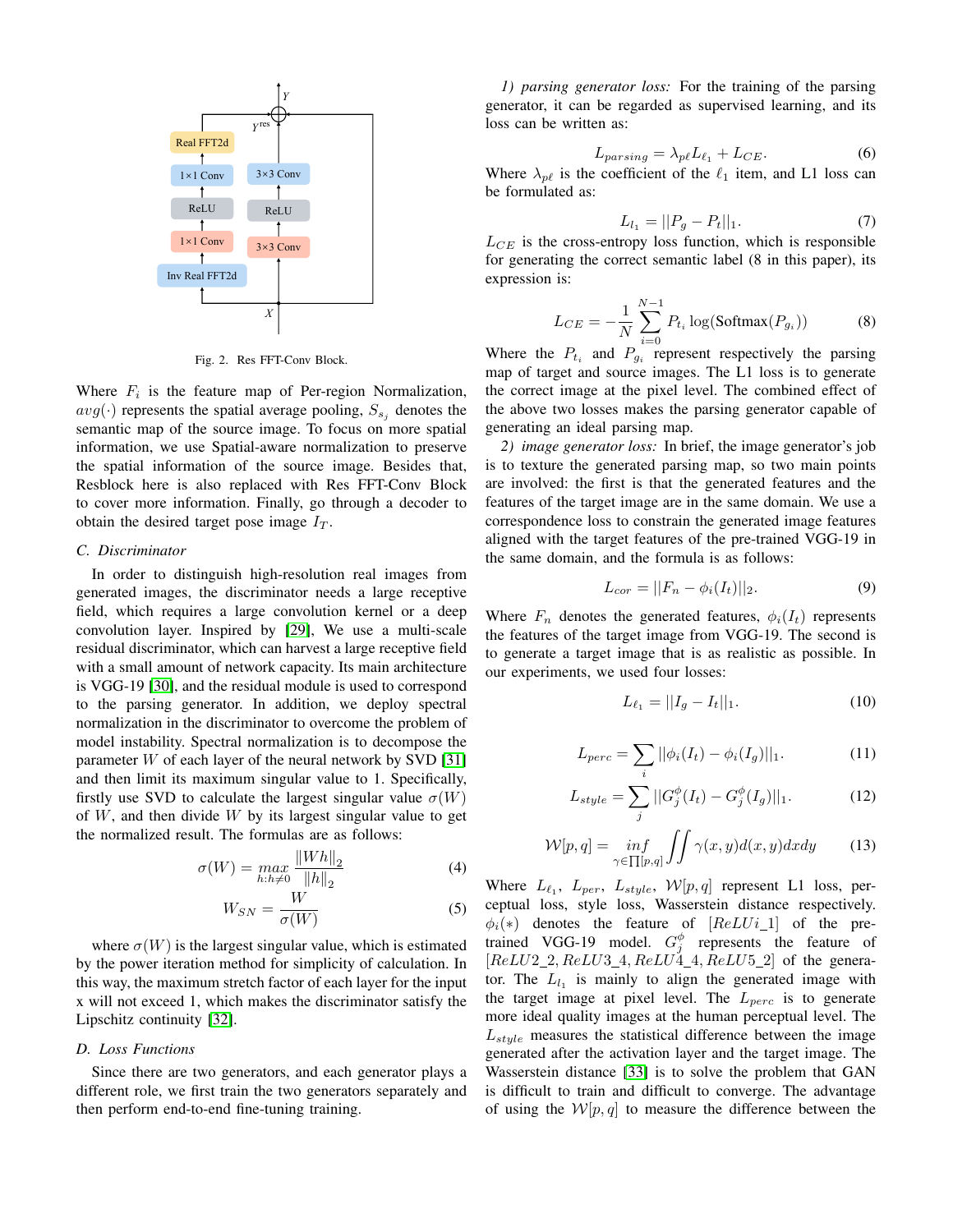Fig. 2. Res FFT-Conv Block.

Where $F_i$ is the feature map of Per-region Normalization, $avg(\cdot)$ represents the spatial average pooling, $S_{s_j}$ denotes the semantic map of the source image. To focus on more spatial information, we use Spatial-aware normalization to preserve the spatial information of the source image. Besides that, Resblock here is also replaced with Res FFT-Conv Block to cover more information. Finally, go through a decoder to obtain the desired target pose image $I_T$.

### C. Discriminator

In order to distinguish high-resolution real images from generated images, the discriminator needs a large receptive field, which requires a large convolution kernel or a deep convolution layer. Inspired by [29], We use a multi-scale residual discriminator, which can harvest a large receptive field with a small amount of network capacity. Its main architecture is VGG-19 [30], and the residual module is used to correspond to the parsing generator. In addition, we deploy spectral normalization in the discriminator to overcome the problem of model instability. Spectral normalization is to decompose the parameter $W$ of each layer of the neural network by SVD [31] and then limit its maximum singular value to 1. Specifically, firstly use SVD to calculate the largest singular value $\sigma(W)$ of $W$, and then divide $W$ by its largest singular value to get the normalized result. The formulas are as follows:

$$\sigma(W) = \underset{h:h\neq 0}{max} \frac{\|Wh\|_2}{\|h\|_2} \tag{4}$$

$$W_{SN} = \frac{W}{\sigma(W)} \tag{5}$$

where $\sigma(W)$ is the largest singular value, which is estimated by the power iteration method for simplicity of calculation. In this way, the maximum stretch factor of each layer for the input x will not exceed 1, which makes the discriminator satisfy the Lipschitz continuity [32].

### D. Loss Functions

Since there are two generators, and each generator plays a different role, we first train the two generators separately and then perform end-to-end fine-tuning training.

*1) parsing generator loss:* For the training of the parsing generator, it can be regarded as supervised learning, and its loss can be written as:

$$L_{parsing} = \lambda_{p\ell} L_{\ell_1} + L_{CE}. \tag{6}$$

Where $\lambda_{p\ell}$ is the coefficient of the $\ell_1$ item, and L1 loss can be formulated as:

$$L_{l_1} = ||P_g - P_t||_1. \tag{7}$$

$L_{CE}$ is the cross-entropy loss function, which is responsible for generating the correct semantic label (8 in this paper), its expression is:

$$L_{CE} = -\frac{1}{N} \sum_{i=0}^{N-1} P_{t_i} \log(\text{Softmax}(P_{g_i})) \tag{8}$$

Where the $P_{t_i}$ and $P_{g_i}$ represent respectively the parsing map of target and source images. The L1 loss is to generate the correct image at the pixel level. The combined effect of the above two losses makes the parsing generator capable of generating an ideal parsing map.

*2) image generator loss:* In brief, the image generator's job is to texture the generated parsing map, so two main points are involved: the first is that the generated features and the features of the target image are in the same domain. We use a correspondence loss to constrain the generated image features aligned with the target features of the pre-trained VGG-19 in the same domain, and the formula is as follows:

$$L_{cor} = ||F_n - \phi_i(I_t)||_2. \tag{9}$$

Where $F_n$ denotes the generated features, $\phi_i(I_t)$ represents the features of the target image from VGG-19. The second is to generate a target image that is as realistic as possible. In our experiments, we used four losses:

$$L_{\ell_1} = ||I_g - I_t||_1. \tag{10}$$

$$L_{perc} = \sum_i ||\phi_i(I_t) - \phi_i(I_g)||_1. \tag{11}$$

$$L_{style} = \sum_j ||G_j^{\phi}(I_t) - G_j^{\phi}(I_g)||_1. \tag{12}$$

$$\mathcal{W}[p,q] = \underset{\gamma \in \prod[p,q]}{inf} \iint \gamma(x,y) d(x,y) dx dy \tag{13}$$

Where $L_{\ell_1}$, $L_{per}$, $L_{style}$, $\mathcal{W}[p,q]$ represent L1 loss, perceptual loss, style loss, Wasserstein distance respectively. $\phi_i(*)$ denotes the feature of $[ReLUi\_1]$ of the pre-trained VGG-19 model. $G_j^{\phi}$ represents the feature of $[ReLU2\_2, ReLU3\_4, ReLU4\_4, ReLU5\_2]$ of the generator. The $L_{l_1}$ is mainly to align the generated image with the target image at pixel level. The $L_{perc}$ is to generate more ideal quality images at the human perceptual level. The $L_{style}$ measures the statistical difference between the image generated after the activation layer and the target image. The Wasserstein distance [33] is to solve the problem that GAN is difficult to train and difficult to converge. The advantage of using the $\mathcal{W}[p,q]$ to measure the difference between the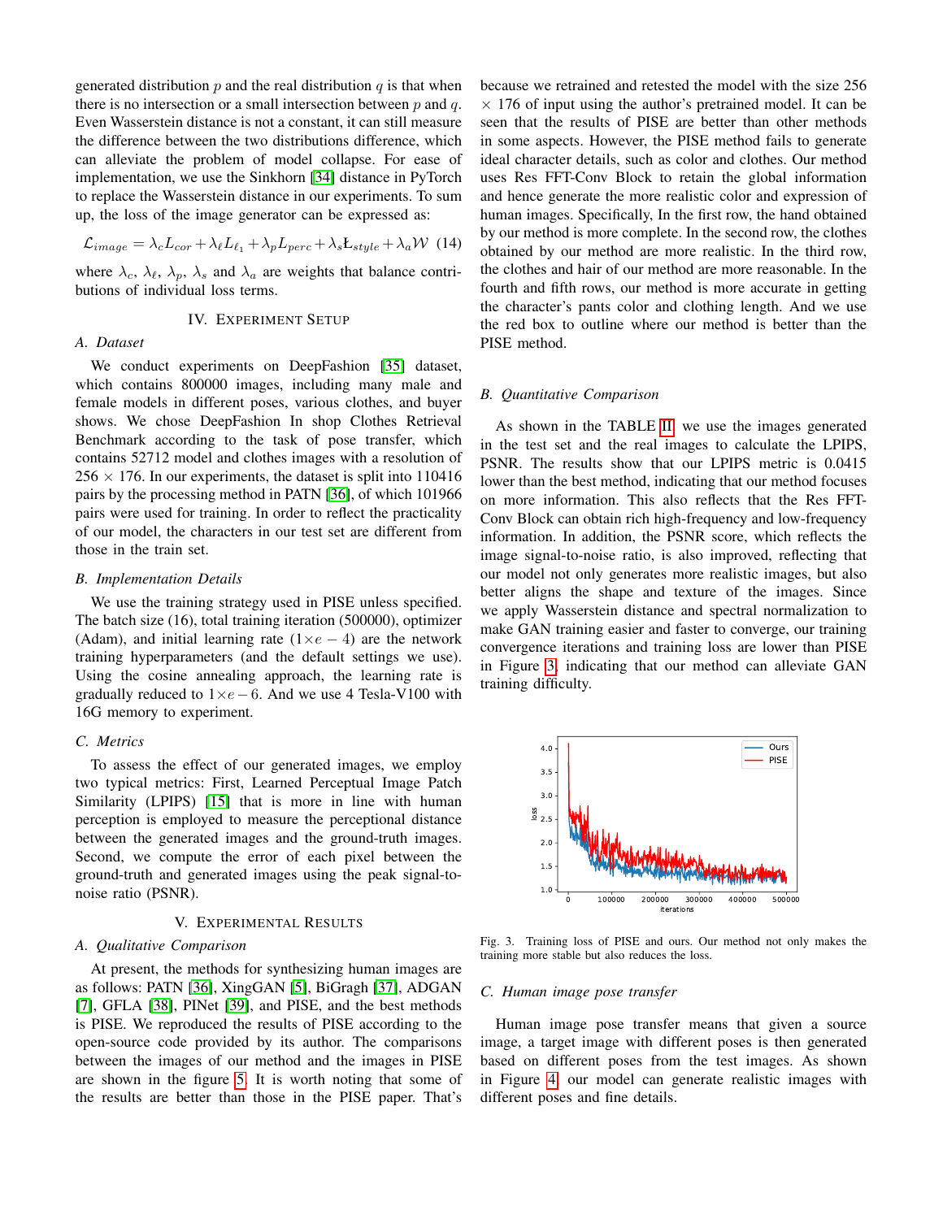generated distribution $p$ and the real distribution $q$ is that when there is no intersection or a small intersection between $p$ and $q$. Even Wasserstein distance is not a constant, it can still measure the difference between the two distributions difference, which can alleviate the problem of model collapse. For ease of implementation, we use the Sinkhorn [34] distance in PyTorch to replace the Wasserstein distance in our experiments. To sum up, the loss of the image generator can be expressed as:

$$\mathcal{L}_{image} = \lambda_c L_{cor} + \lambda_\ell L_{\ell_1} + \lambda_p L_{perc} + \lambda_s L_{style} + \lambda_a \mathcal{W} \quad (14)$$

where $\lambda_c$, $\lambda_\ell$, $\lambda_p$, $\lambda_s$ and $\lambda_a$ are weights that balance contributions of individual loss terms.

## IV. Experiment Setup

### A. Dataset

We conduct experiments on DeepFashion [35] dataset, which contains 800000 images, including many male and female models in different poses, various clothes, and buyer shows. We chose DeepFashion In shop Clothes Retrieval Benchmark according to the task of pose transfer, which contains 52712 model and clothes images with a resolution of $256 \times 176$. In our experiments, the dataset is split into 110416 pairs by the processing method in PATN [36], of which 101966 pairs were used for training. In order to reflect the practicality of our model, the characters in our test set are different from those in the train set.

### B. Implementation Details

We use the training strategy used in PISE unless specified. The batch size (16), total training iteration (500000), optimizer (Adam), and initial learning rate ($1 \times e-4$) are the network training hyperparameters (and the default settings we use). Using the cosine annealing approach, the learning rate is gradually reduced to $1 \times e-6$. And we use 4 Tesla-V100 with 16G memory to experiment.

### C. Metrics

To assess the effect of our generated images, we employ two typical metrics: First, Learned Perceptual Image Patch Similarity (LPIPS) [15] that is more in line with human perception is employed to measure the perceptional distance between the generated images and the ground-truth images. Second, we compute the error of each pixel between the ground-truth and generated images using the peak signal-to-noise ratio (PSNR).

## V. Experimental Results

### A. Qualitative Comparison

At present, the methods for synthesizing human images are as follows: PATN [36], XingGAN [5], BiGragh [37], ADGAN [7], GFLA [38], PINet [39], and PISE, and the best methods is PISE. We reproduced the results of PISE according to the open-source code provided by its author. The comparisons between the images of our method and the images in PISE are shown in the figure 5. It is worth noting that some of the results are better than those in the PISE paper. That's because we retrained and retested the model with the size $256 \times 176$ of input using the author's pretrained model. It can be seen that the results of PISE are better than other methods in some aspects. However, the PISE method fails to generate ideal character details, such as color and clothes. Our method uses Res FFT-Conv Block to retain the global information and hence generate the more realistic color and expression of human images. Specifically, In the first row, the hand obtained by our method is more complete. In the second row, the clothes obtained by our method are more realistic. In the third row, the clothes and hair of our method are more reasonable. In the fourth and fifth rows, our method is more accurate in getting the character's pants color and clothing length. And we use the red box to outline where our method is better than the PISE method.

### B. Quantitative Comparison

As shown in the TABLE II, we use the images generated in the test set and the real images to calculate the LPIPS, PSNR. The results show that our LPIPS metric is 0.0415 lower than the best method, indicating that our method focuses on more information. This also reflects that the Res FFT-Conv Block can obtain rich high-frequency and low-frequency information. In addition, the PSNR score, which reflects the image signal-to-noise ratio, is also improved, reflecting that our model not only generates more realistic images, but also better aligns the shape and texture of the images. Since we apply Wasserstein distance and spectral normalization to make GAN training easier and faster to converge, our training convergence iterations and training loss are lower than PISE in Figure 3, indicating that our method can alleviate GAN training difficulty.

Fig. 3. Training loss of PISE and ours. Our method not only makes the training more stable but also reduces the loss.

### C. Human image pose transfer

Human image pose transfer means that given a source image, a target image with different poses is then generated based on different poses from the test images. As shown in Figure 4, our model can generate realistic images with different poses and fine details.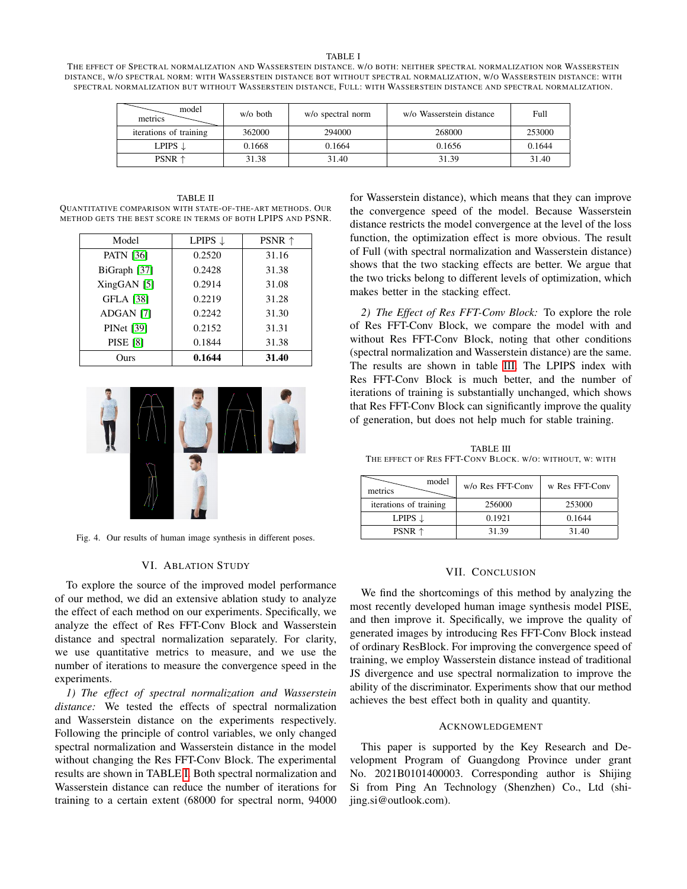TABLE I

THE EFFECT OF SPECTRAL NORMALIZATION AND WASSERSTEIN DISTANCE. W/O BOTH: NEITHER SPECTRAL NORMALIZATION NOR WASSERSTEIN DISTANCE, W/O SPECTRAL NORM: WITH WASSERSTEIN DISTANCE BOT WITHOUT SPECTRAL NORMALIZATION, W/O WASSERSTEIN DISTANCE: WITH SPECTRAL NORMALIZATION BUT WITHOUT WASSERSTEIN DISTANCE, FULL: WITH WASSERSTEIN DISTANCE AND SPECTRAL NORMALIZATION.

| metrics \ model | w/o both | w/o spectral norm | w/o Wasserstein distance | Full |
|---|---|---|---|---|
| iterations of training | 362000 | 294000 | 268000 | 253000 |
| LPIPS ↓ | 0.1668 | 0.1664 | 0.1656 | 0.1644 |
| PSNR ↑ | 31.38 | 31.40 | 31.39 | 31.40 |

TABLE II

QUANTITATIVE COMPARISON WITH STATE-OF-THE-ART METHODS. OUR METHOD GETS THE BEST SCORE IN TERMS OF BOTH LPIPS AND PSNR.

| Model | LPIPS ↓ | PSNR ↑ |
|---|---|---|
| PATN [36] | 0.2520 | 31.16 |
| BiGraph [37] | 0.2428 | 31.38 |
| XingGAN [5] | 0.2914 | 31.08 |
| GFLA [38] | 0.2219 | 31.28 |
| ADGAN [7] | 0.2242 | 31.30 |
| PINet [39] | 0.2152 | 31.31 |
| PISE [8] | 0.1844 | 31.38 |
| Ours | **0.1644** | **31.40** |

Fig. 4. Our results of human image synthesis in different poses.

## VI. ABLATION STUDY

To explore the source of the improved model performance of our method, we did an extensive ablation study to analyze the effect of each method on our experiments. Specifically, we analyze the effect of Res FFT-Conv Block and Wasserstein distance and spectral normalization separately. For clarity, we use quantitative metrics to measure, and we use the number of iterations to measure the convergence speed in the experiments.

*1) The effect of spectral normalization and Wasserstein distance:* We tested the effects of spectral normalization and Wasserstein distance on the experiments respectively. Following the principle of control variables, we only changed spectral normalization and Wasserstein distance in the model without changing the Res FFT-Conv Block. The experimental results are shown in TABLE I. Both spectral normalization and Wasserstein distance can reduce the number of iterations for training to a certain extent (68000 for spectral norm, 94000 for Wasserstein distance), which means that they can improve the convergence speed of the model. Because Wasserstein distance restricts the model convergence at the level of the loss function, the optimization effect is more obvious. The result of Full (with spectral normalization and Wasserstein distance) shows that the two stacking effects are better. We argue that the two tricks belong to different levels of optimization, which makes better in the stacking effect.

*2) The Effect of Res FFT-Conv Block:* To explore the role of Res FFT-Conv Block, we compare the model with and without Res FFT-Conv Block, noting that other conditions (spectral normalization and Wasserstein distance) are the same. The results are shown in table III. The LPIPS index with Res FFT-Conv Block is much better, and the number of iterations of training is substantially unchanged, which shows that Res FFT-Conv Block can significantly improve the quality of generation, but does not help much for stable training.

TABLE III

THE EFFECT OF RES FFT-CONV BLOCK. W/O: WITHOUT, W: WITH

| metrics \ model | w/o Res FFT-Conv | w Res FFT-Conv |
|---|---|---|
| iterations of training | 256000 | 253000 |
| LPIPS ↓ | 0.1921 | 0.1644 |
| PSNR ↑ | 31.39 | 31.40 |

## VII. CONCLUSION

We find the shortcomings of this method by analyzing the most recently developed human image synthesis model PISE, and then improve it. Specifically, we improve the quality of generated images by introducing Res FFT-Conv Block instead of ordinary ResBlock. For improving the convergence speed of training, we employ Wasserstein distance instead of traditional JS divergence and use spectral normalization to improve the ability of the discriminator. Experiments show that our method achieves the best effect both in quality and quantity.

## ACKNOWLEDGEMENT

This paper is supported by the Key Research and Development Program of Guangdong Province under grant No. 2021B0101400003. Corresponding author is Shijing Si from Ping An Technology (Shenzhen) Co., Ltd (shijing.si@outlook.com).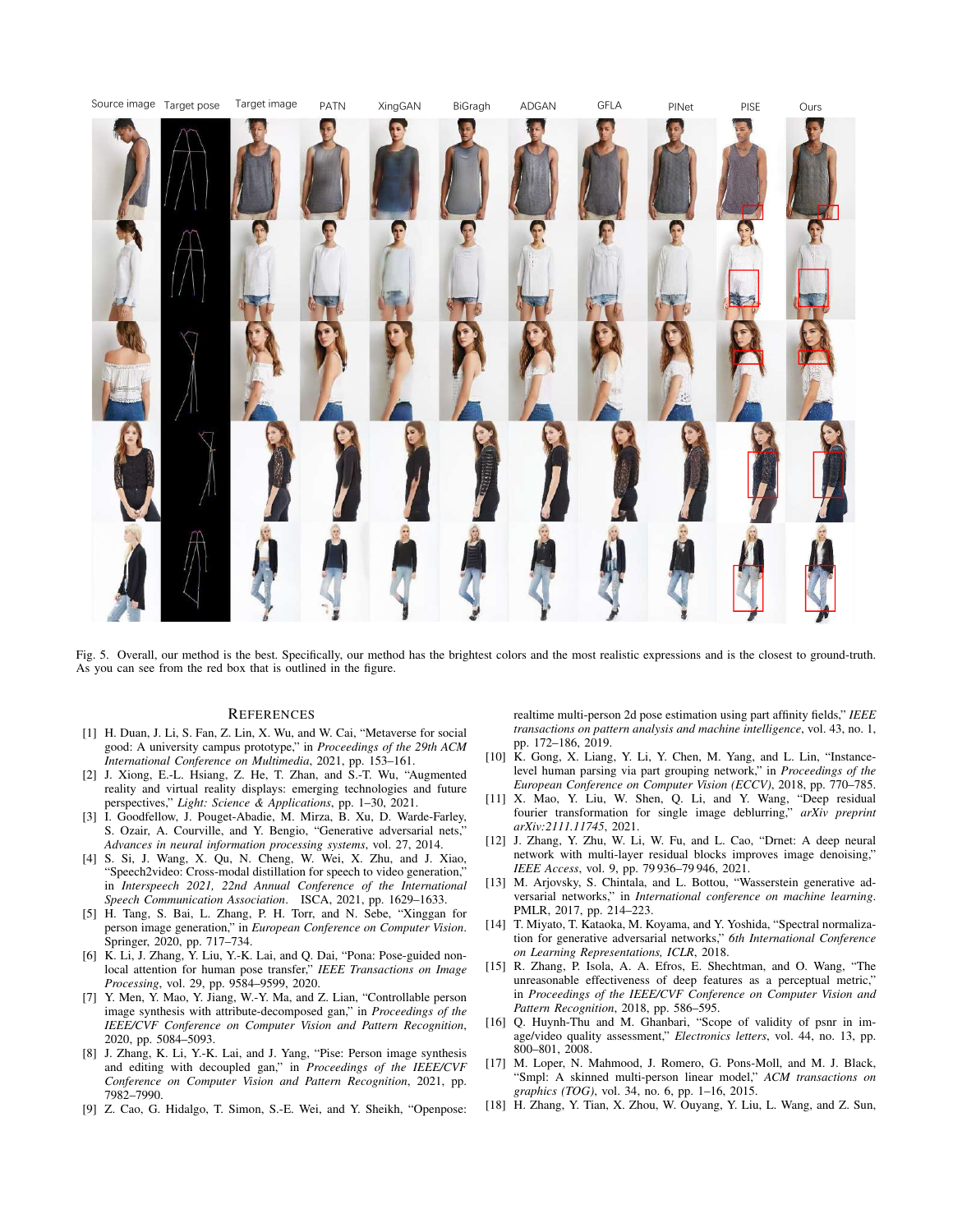Fig. 5. Overall, our method is the best. Specifically, our method has the brightest colors and the most realistic expressions and is the closest to ground-truth. As you can see from the red box that is outlined in the figure.

## REFERENCES

[1] H. Duan, J. Li, S. Fan, Z. Lin, X. Wu, and W. Cai, "Metaverse for social good: A university campus prototype," in *Proceedings of the 29th ACM International Conference on Multimedia*, 2021, pp. 153–161.

[2] J. Xiong, E.-L. Hsiang, Z. He, T. Zhan, and S.-T. Wu, "Augmented reality and virtual reality displays: emerging technologies and future perspectives," *Light: Science & Applications*, pp. 1–30, 2021.

[3] I. Goodfellow, J. Pouget-Abadie, M. Mirza, B. Xu, D. Warde-Farley, S. Ozair, A. Courville, and Y. Bengio, "Generative adversarial nets," *Advances in neural information processing systems*, vol. 27, 2014.

[4] S. Si, J. Wang, X. Qu, N. Cheng, W. Wei, X. Zhu, and J. Xiao, "Speech2video: Cross-modal distillation for speech to video generation," in *Interspeech 2021, 22nd Annual Conference of the International Speech Communication Association*. ISCA, 2021, pp. 1629–1633.

[5] H. Tang, S. Bai, L. Zhang, P. H. Torr, and N. Sebe, "Xinggan for person image generation," in *European Conference on Computer Vision*. Springer, 2020, pp. 717–734.

[6] K. Li, J. Zhang, Y. Liu, Y.-K. Lai, and Q. Dai, "Pona: Pose-guided non-local attention for human pose transfer," *IEEE Transactions on Image Processing*, vol. 29, pp. 9584–9599, 2020.

[7] Y. Men, Y. Mao, Y. Jiang, W.-Y. Ma, and Z. Lian, "Controllable person image synthesis with attribute-decomposed gan," in *Proceedings of the IEEE/CVF Conference on Computer Vision and Pattern Recognition*, 2020, pp. 5084–5093.

[8] J. Zhang, K. Li, Y.-K. Lai, and J. Yang, "Pise: Person image synthesis and editing with decoupled gan," in *Proceedings of the IEEE/CVF Conference on Computer Vision and Pattern Recognition*, 2021, pp. 7982–7990.

[9] Z. Cao, G. Hidalgo, T. Simon, S.-E. Wei, and Y. Sheikh, "Openpose: realtime multi-person 2d pose estimation using part affinity fields," *IEEE transactions on pattern analysis and machine intelligence*, vol. 43, no. 1, pp. 172–186, 2019.

[10] K. Gong, X. Liang, Y. Li, Y. Chen, M. Yang, and L. Lin, "Instance-level human parsing via part grouping network," in *Proceedings of the European Conference on Computer Vision (ECCV)*, 2018, pp. 770–785.

[11] X. Mao, Y. Liu, W. Shen, Q. Li, and Y. Wang, "Deep residual fourier transformation for single image deblurring," *arXiv preprint arXiv:2111.11745*, 2021.

[12] J. Zhang, Y. Zhu, W. Li, W. Fu, and L. Cao, "Drnet: A deep neural network with multi-layer residual blocks improves image denoising," *IEEE Access*, vol. 9, pp. 79 936–79 946, 2021.

[13] M. Arjovsky, S. Chintala, and L. Bottou, "Wasserstein generative adversarial networks," in *International conference on machine learning*. PMLR, 2017, pp. 214–223.

[14] T. Miyato, T. Kataoka, M. Koyama, and Y. Yoshida, "Spectral normalization for generative adversarial networks," *6th International Conference on Learning Representations, ICLR*, 2018.

[15] R. Zhang, P. Isola, A. A. Efros, E. Shechtman, and O. Wang, "The unreasonable effectiveness of deep features as a perceptual metric," in *Proceedings of the IEEE/CVF Conference on Computer Vision and Pattern Recognition*, 2018, pp. 586–595.

[16] Q. Huynh-Thu and M. Ghanbari, "Scope of validity of psnr in image/video quality assessment," *Electronics letters*, vol. 44, no. 13, pp. 800–801, 2008.

[17] M. Loper, N. Mahmood, J. Romero, G. Pons-Moll, and M. J. Black, "Smpl: A skinned multi-person linear model," *ACM transactions on graphics (TOG)*, vol. 34, no. 6, pp. 1–16, 2015.

[18] H. Zhang, Y. Tian, X. Zhou, W. Ouyang, Y. Liu, L. Wang, and Z. Sun,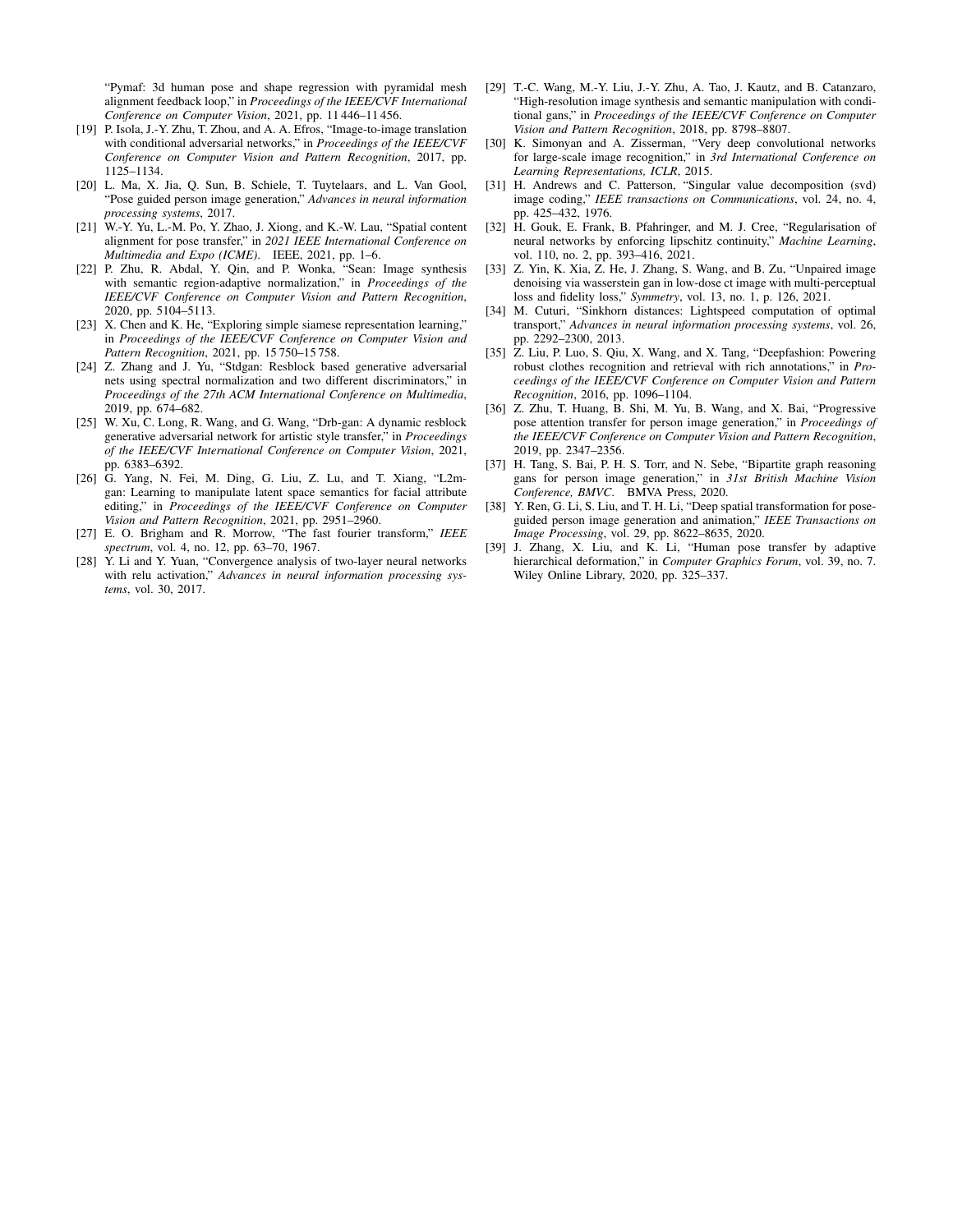"Pymaf: 3d human pose and shape regression with pyramidal mesh alignment feedback loop," in *Proceedings of the IEEE/CVF International Conference on Computer Vision*, 2021, pp. 11 446–11 456.

[19] P. Isola, J.-Y. Zhu, T. Zhou, and A. A. Efros, "Image-to-image translation with conditional adversarial networks," in *Proceedings of the IEEE/CVF Conference on Computer Vision and Pattern Recognition*, 2017, pp. 1125–1134.

[20] L. Ma, X. Jia, Q. Sun, B. Schiele, T. Tuytelaars, and L. Van Gool, "Pose guided person image generation," *Advances in neural information processing systems*, 2017.

[21] W.-Y. Yu, L.-M. Po, Y. Zhao, J. Xiong, and K.-W. Lau, "Spatial content alignment for pose transfer," in *2021 IEEE International Conference on Multimedia and Expo (ICME)*. IEEE, 2021, pp. 1–6.

[22] P. Zhu, R. Abdal, Y. Qin, and P. Wonka, "Sean: Image synthesis with semantic region-adaptive normalization," in *Proceedings of the IEEE/CVF Conference on Computer Vision and Pattern Recognition*, 2020, pp. 5104–5113.

[23] X. Chen and K. He, "Exploring simple siamese representation learning," in *Proceedings of the IEEE/CVF Conference on Computer Vision and Pattern Recognition*, 2021, pp. 15 750–15 758.

[24] Z. Zhang and J. Yu, "Stdgan: Resblock based generative adversarial nets using spectral normalization and two different discriminators," in *Proceedings of the 27th ACM International Conference on Multimedia*, 2019, pp. 674–682.

[25] W. Xu, C. Long, R. Wang, and G. Wang, "Drb-gan: A dynamic resblock generative adversarial network for artistic style transfer," in *Proceedings of the IEEE/CVF International Conference on Computer Vision*, 2021, pp. 6383–6392.

[26] G. Yang, N. Fei, M. Ding, G. Liu, Z. Lu, and T. Xiang, "L2m-gan: Learning to manipulate latent space semantics for facial attribute editing," in *Proceedings of the IEEE/CVF Conference on Computer Vision and Pattern Recognition*, 2021, pp. 2951–2960.

[27] E. O. Brigham and R. Morrow, "The fast fourier transform," *IEEE spectrum*, vol. 4, no. 12, pp. 63–70, 1967.

[28] Y. Li and Y. Yuan, "Convergence analysis of two-layer neural networks with relu activation," *Advances in neural information processing systems*, vol. 30, 2017.

[29] T.-C. Wang, M.-Y. Liu, J.-Y. Zhu, A. Tao, J. Kautz, and B. Catanzaro, "High-resolution image synthesis and semantic manipulation with conditional gans," in *Proceedings of the IEEE/CVF Conference on Computer Vision and Pattern Recognition*, 2018, pp. 8798–8807.

[30] K. Simonyan and A. Zisserman, "Very deep convolutional networks for large-scale image recognition," in *3rd International Conference on Learning Representations, ICLR*, 2015.

[31] H. Andrews and C. Patterson, "Singular value decomposition (svd) image coding," *IEEE transactions on Communications*, vol. 24, no. 4, pp. 425–432, 1976.

[32] H. Gouk, E. Frank, B. Pfahringer, and M. J. Cree, "Regularisation of neural networks by enforcing lipschitz continuity," *Machine Learning*, vol. 110, no. 2, pp. 393–416, 2021.

[33] Z. Yin, K. Xia, Z. He, J. Zhang, S. Wang, and B. Zu, "Unpaired image denoising via wasserstein gan in low-dose ct image with multi-perceptual loss and fidelity loss," *Symmetry*, vol. 13, no. 1, p. 126, 2021.

[34] M. Cuturi, "Sinkhorn distances: Lightspeed computation of optimal transport," *Advances in neural information processing systems*, vol. 26, pp. 2292–2300, 2013.

[35] Z. Liu, P. Luo, S. Qiu, X. Wang, and X. Tang, "Deepfashion: Powering robust clothes recognition and retrieval with rich annotations," in *Proceedings of the IEEE/CVF Conference on Computer Vision and Pattern Recognition*, 2016, pp. 1096–1104.

[36] Z. Zhu, T. Huang, B. Shi, M. Yu, B. Wang, and X. Bai, "Progressive pose attention transfer for person image generation," in *Proceedings of the IEEE/CVF Conference on Computer Vision and Pattern Recognition*, 2019, pp. 2347–2356.

[37] H. Tang, S. Bai, P. H. S. Torr, and N. Sebe, "Bipartite graph reasoning gans for person image generation," in *31st British Machine Vision Conference, BMVC*. BMVA Press, 2020.

[38] Y. Ren, G. Li, S. Liu, and T. H. Li, "Deep spatial transformation for pose-guided person image generation and animation," *IEEE Transactions on Image Processing*, vol. 29, pp. 8622–8635, 2020.

[39] J. Zhang, X. Liu, and K. Li, "Human pose transfer by adaptive hierarchical deformation," in *Computer Graphics Forum*, vol. 39, no. 7. Wiley Online Library, 2020, pp. 325–337.